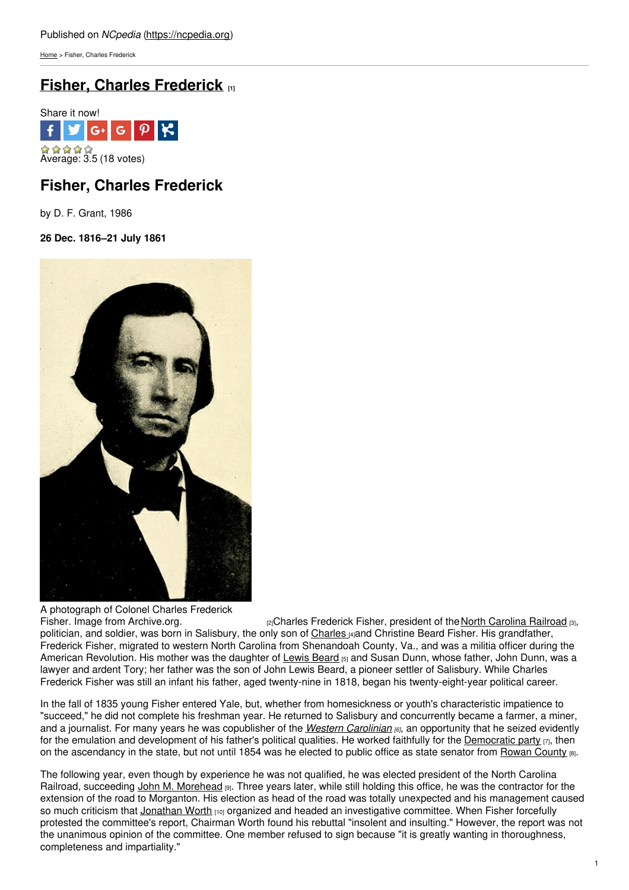Published on *NCpedia* (https://ncpedia.org)

Home > Fisher, Charles Frederick

# Fisher, Charles Frederick [1]

Share it now!

Average: 3.5 (18 votes)

## Fisher, Charles Frederick

by D. F. Grant, 1986

**26 Dec. 1816–21 July 1861**

A photograph of Colonel Charles Frederick Fisher. Image from Archive.org. [2]

Charles Frederick Fisher, president of the North Carolina Railroad [3], politician, and soldier, was born in Salisbury, the only son of Charles [4] and Christine Beard Fisher. His grandfather, Frederick Fisher, migrated to western North Carolina from Shenandoah County, Va., and was a militia officer during the American Revolution. His mother was the daughter of Lewis Beard [5] and Susan Dunn, whose father, John Dunn, was a lawyer and ardent Tory; her father was the son of John Lewis Beard, a pioneer settler of Salisbury. While Charles Frederick Fisher was still an infant his father, aged twenty-nine in 1818, began his twenty-eight-year political career.

In the fall of 1835 young Fisher entered Yale, but, whether from homesickness or youth's characteristic impatience to "succeed," he did not complete his freshman year. He returned to Salisbury and concurrently became a farmer, a miner, and a journalist. For many years he was copublisher of the *Western Carolinian* [6], an opportunity that he seized evidently for the emulation and development of his father's political qualities. He worked faithfully for the Democratic party [7], then on the ascendancy in the state, but not until 1854 was he elected to public office as state senator from Rowan County [8].

The following year, even though by experience he was not qualified, he was elected president of the North Carolina Railroad, succeeding John M. Morehead [9]. Three years later, while still holding this office, he was the contractor for the extension of the road to Morganton. His election as head of the road was totally unexpected and his management caused so much criticism that Jonathan Worth [10] organized and headed an investigative committee. When Fisher forcefully protested the committee's report, Chairman Worth found his rebuttal "insolent and insulting." However, the report was not the unanimous opinion of the committee. One member refused to sign because "it is greatly wanting in thoroughness, completeness and impartiality."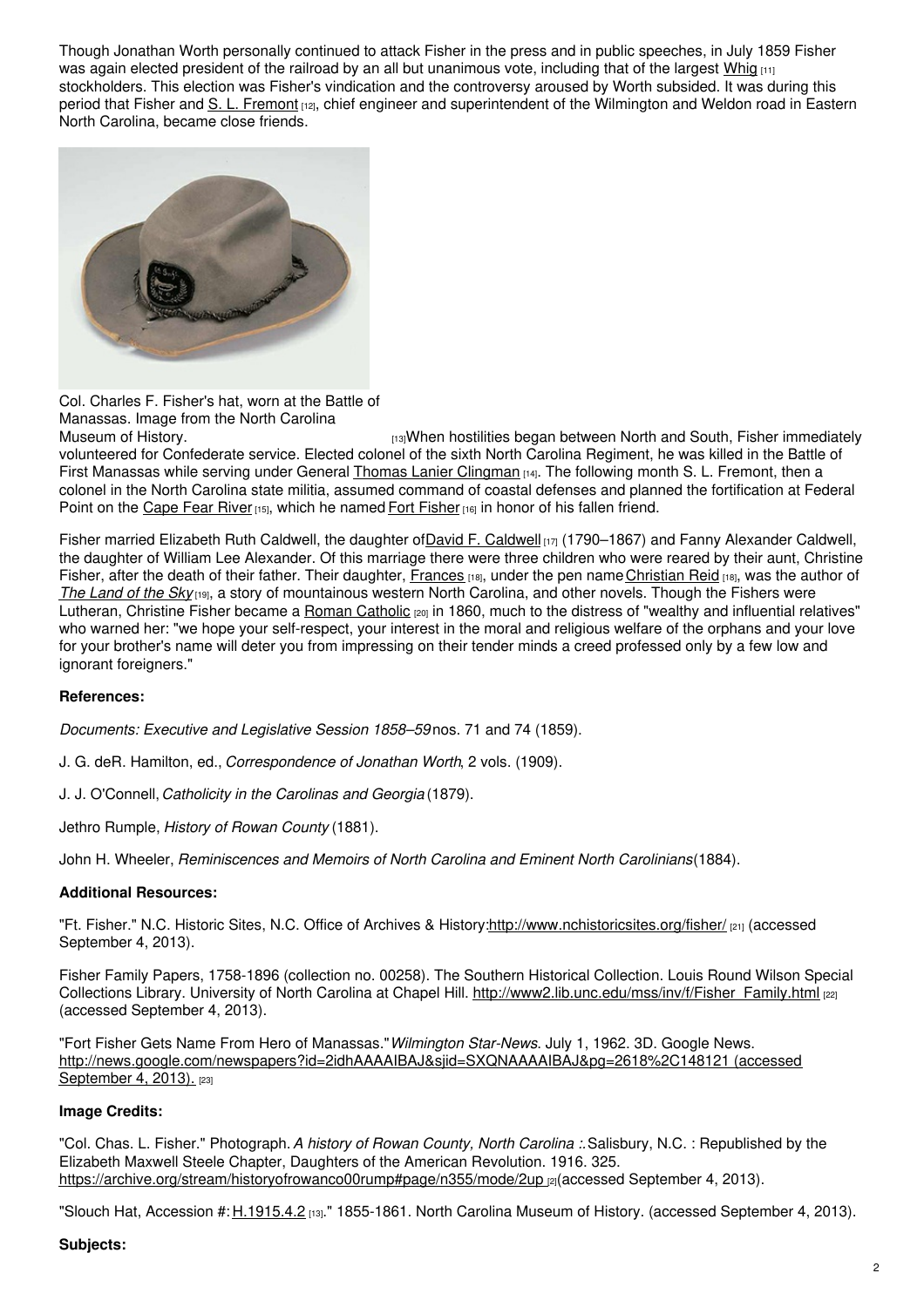Though Jonathan Worth personally continued to attack Fisher in the press and in public speeches, in July 1859 Fisher was again elected president of the railroad by an all but unanimous vote, including that of the largest Whig [11] stockholders. This election was Fisher's vindication and the controversy aroused by Worth subsided. It was during this period that Fisher and S. L. Fremont [12], chief engineer and superintendent of the Wilmington and Weldon road in Eastern North Carolina, became close friends.

Col. Charles F. Fisher's hat, worn at the Battle of Manassas. Image from the North Carolina Museum of History. [13]

When hostilities began between North and South, Fisher immediately volunteered for Confederate service. Elected colonel of the sixth North Carolina Regiment, he was killed in the Battle of First Manassas while serving under General Thomas Lanier Clingman [14]. The following month S. L. Fremont, then a colonel in the North Carolina state militia, assumed command of coastal defenses and planned the fortification at Federal Point on the Cape Fear River [15], which he named Fort Fisher [16] in honor of his fallen friend.

Fisher married Elizabeth Ruth Caldwell, the daughter of David F. Caldwell [17] (1790–1867) and Fanny Alexander Caldwell, the daughter of William Lee Alexander. Of this marriage there were three children who were reared by their aunt, Christine Fisher, after the death of their father. Their daughter, Frances [18], under the pen name Christian Reid [18], was the author of *The Land of the Sky* [19], a story of mountainous western North Carolina, and other novels. Though the Fishers were Lutheran, Christine Fisher became a Roman Catholic [20] in 1860, much to the distress of "wealthy and influential relatives" who warned her: "we hope your self-respect, your interest in the moral and religious welfare of the orphans and your love for your brother's name will deter you from impressing on their tender minds a creed professed only by a few low and ignorant foreigners."

**References:**

*Documents: Executive and Legislative Session 1858–59* nos. 71 and 74 (1859).

J. G. deR. Hamilton, ed., *Correspondence of Jonathan Worth*, 2 vols. (1909).

J. J. O'Connell, *Catholicity in the Carolinas and Georgia* (1879).

Jethro Rumple, *History of Rowan County* (1881).

John H. Wheeler, *Reminiscences and Memoirs of North Carolina and Eminent North Carolinians* (1884).

**Additional Resources:**

"Ft. Fisher." N.C. Historic Sites, N.C. Office of Archives & History: http://www.nchistoricsites.org/fisher/ [21] (accessed September 4, 2013).

Fisher Family Papers, 1758-1896 (collection no. 00258). The Southern Historical Collection. Louis Round Wilson Special Collections Library. University of North Carolina at Chapel Hill. http://www2.lib.unc.edu/mss/inv/f/Fisher_Family.html [22] (accessed September 4, 2013).

"Fort Fisher Gets Name From Hero of Manassas." *Wilmington Star-News*. July 1, 1962. 3D. Google News. http://news.google.com/newspapers?id=2idhAAAAIBAJ&sjid=SXQNAAAAIBAJ&pg=2618%2C148121 (accessed September 4, 2013). [23]

**Image Credits:**

"Col. Chas. L. Fisher." Photograph. *A history of Rowan County, North Carolina :.* Salisbury, N.C. : Republished by the Elizabeth Maxwell Steele Chapter, Daughters of the American Revolution. 1916. 325. https://archive.org/stream/historyofrowanco00rump#page/n355/mode/2up [2] (accessed September 4, 2013).

"Slouch Hat, Accession #: H.1915.4.2 [13]." 1855-1861. North Carolina Museum of History. (accessed September 4, 2013).

**Subjects:**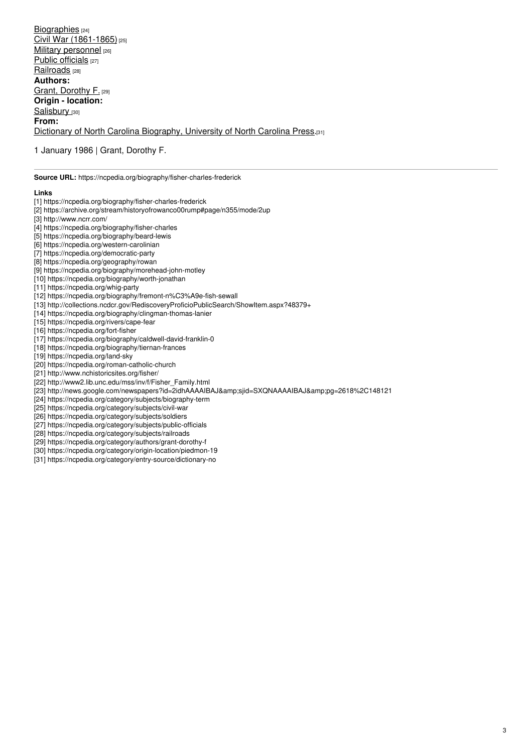Biographies [24]
Civil War (1861-1865) [25]
Military personnel [26]
Public officials [27]
Railroads [28]
**Authors:**
Grant, Dorothy F. [29]
**Origin - location:**
Salisbury [30]
**From:**
Dictionary of North Carolina Biography, University of North Carolina Press.[31]

1 January 1986 | Grant, Dorothy F.

---

**Source URL:** https://ncpedia.org/biography/fisher-charles-frederick

**Links**
[1] https://ncpedia.org/biography/fisher-charles-frederick
[2] https://archive.org/stream/historyofrowanco00rump#page/n355/mode/2up
[3] http://www.ncrr.com/
[4] https://ncpedia.org/biography/fisher-charles
[5] https://ncpedia.org/biography/beard-lewis
[6] https://ncpedia.org/western-carolinian
[7] https://ncpedia.org/democratic-party
[8] https://ncpedia.org/geography/rowan
[9] https://ncpedia.org/biography/morehead-john-motley
[10] https://ncpedia.org/biography/worth-jonathan
[11] https://ncpedia.org/whig-party
[12] https://ncpedia.org/biography/fremont-n%C3%A9e-fish-sewall
[13] http://collections.ncdcr.gov/RediscoveryProficioPublicSearch/ShowItem.aspx?48379+
[14] https://ncpedia.org/biography/clingman-thomas-lanier
[15] https://ncpedia.org/rivers/cape-fear
[16] https://ncpedia.org/fort-fisher
[17] https://ncpedia.org/biography/caldwell-david-franklin-0
[18] https://ncpedia.org/biography/tiernan-frances
[19] https://ncpedia.org/land-sky
[20] https://ncpedia.org/roman-catholic-church
[21] http://www.nchistoricsites.org/fisher/
[22] http://www2.lib.unc.edu/mss/inv/f/Fisher_Family.html
[23] http://news.google.com/newspapers?id=2idhAAAAIBAJ&amp;sjid=SXQNAAAAIBAJ&amp;pg=2618%2C148121
[24] https://ncpedia.org/category/subjects/biography-term
[25] https://ncpedia.org/category/subjects/civil-war
[26] https://ncpedia.org/category/subjects/soldiers
[27] https://ncpedia.org/category/subjects/public-officials
[28] https://ncpedia.org/category/subjects/railroads
[29] https://ncpedia.org/category/authors/grant-dorothy-f
[30] https://ncpedia.org/category/origin-location/piedmon-19
[31] https://ncpedia.org/category/entry-source/dictionary-no